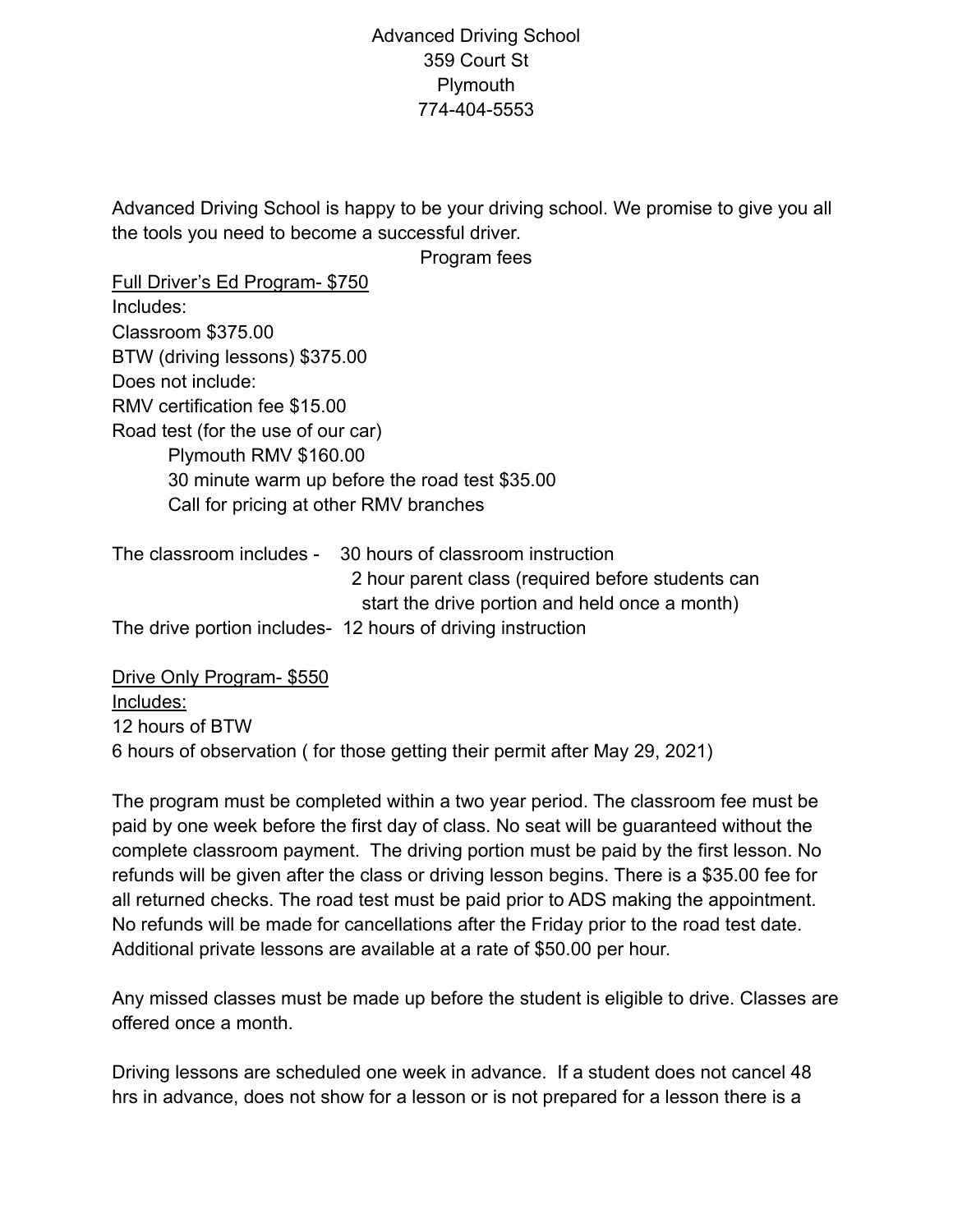Advanced Driving School
359 Court St
Plymouth
774-404-5553

Advanced Driving School is happy to be your driving school. We promise to give you all the tools you need to become a successful driver.

Program fees

<u>Full Driver's Ed Program- $750</u>

Includes:
Classroom $375.00
BTW (driving lessons) $375.00
Does not include:
RMV certification fee $15.00
Road test (for the use of our car)
- Plymouth RMV $160.00
- 30 minute warm up before the road test $35.00
- Call for pricing at other RMV branches

The classroom includes - 30 hours of classroom instruction
2 hour parent class (required before students can start the drive portion and held once a month)
The drive portion includes- 12 hours of driving instruction

<u>Drive Only Program- $550</u>

<u>Includes:</u>
12 hours of BTW
6 hours of observation ( for those getting their permit after May 29, 2021)

The program must be completed within a two year period. The classroom fee must be paid by one week before the first day of class. No seat will be guaranteed without the complete classroom payment. The driving portion must be paid by the first lesson. No refunds will be given after the class or driving lesson begins. There is a $35.00 fee for all returned checks. The road test must be paid prior to ADS making the appointment. No refunds will be made for cancellations after the Friday prior to the road test date. Additional private lessons are available at a rate of $50.00 per hour.

Any missed classes must be made up before the student is eligible to drive. Classes are offered once a month.

Driving lessons are scheduled one week in advance. If a student does not cancel 48 hrs in advance, does not show for a lesson or is not prepared for a lesson there is a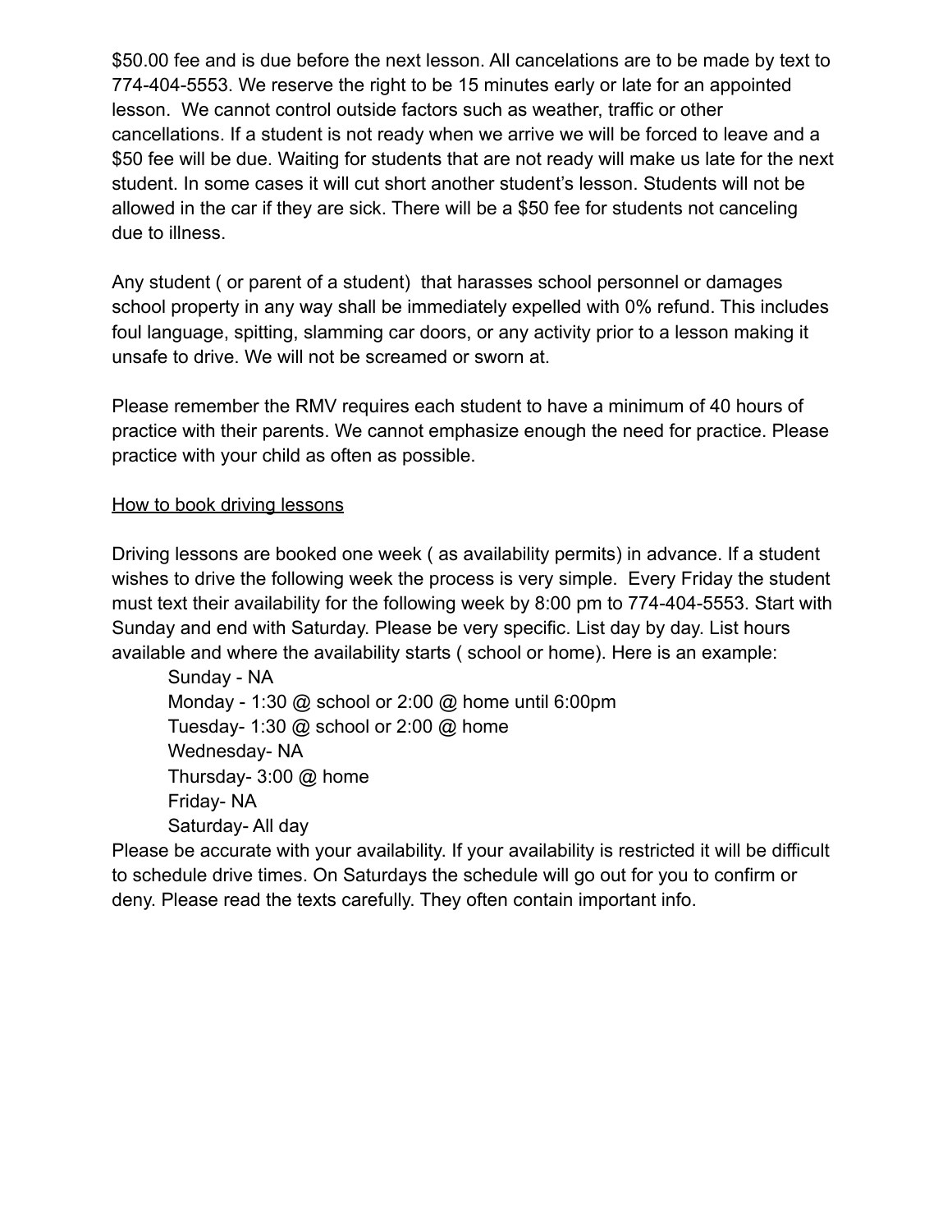$50.00 fee and is due before the next lesson. All cancelations are to be made by text to 774-404-5553. We reserve the right to be 15 minutes early or late for an appointed lesson. We cannot control outside factors such as weather, traffic or other cancellations. If a student is not ready when we arrive we will be forced to leave and a $50 fee will be due. Waiting for students that are not ready will make us late for the next student. In some cases it will cut short another student's lesson. Students will not be allowed in the car if they are sick. There will be a $50 fee for students not canceling due to illness.

Any student ( or parent of a student) that harasses school personnel or damages school property in any way shall be immediately expelled with 0% refund. This includes foul language, spitting, slamming car doors, or any activity prior to a lesson making it unsafe to drive. We will not be screamed or sworn at.

Please remember the RMV requires each student to have a minimum of 40 hours of practice with their parents. We cannot emphasize enough the need for practice. Please practice with your child as often as possible.

<u>How to book driving lessons</u>

Driving lessons are booked one week ( as availability permits) in advance. If a student wishes to drive the following week the process is very simple. Every Friday the student must text their availability for the following week by 8:00 pm to 774-404-5553. Start with Sunday and end with Saturday. Please be very specific. List day by day. List hours available and where the availability starts ( school or home). Here is an example:

Sunday - NA
Monday - 1:30 @ school or 2:00 @ home until 6:00pm
Tuesday- 1:30 @ school or 2:00 @ home
Wednesday- NA
Thursday- 3:00 @ home
Friday- NA
Saturday- All day

Please be accurate with your availability. If your availability is restricted it will be difficult to schedule drive times. On Saturdays the schedule will go out for you to confirm or deny. Please read the texts carefully. They often contain important info.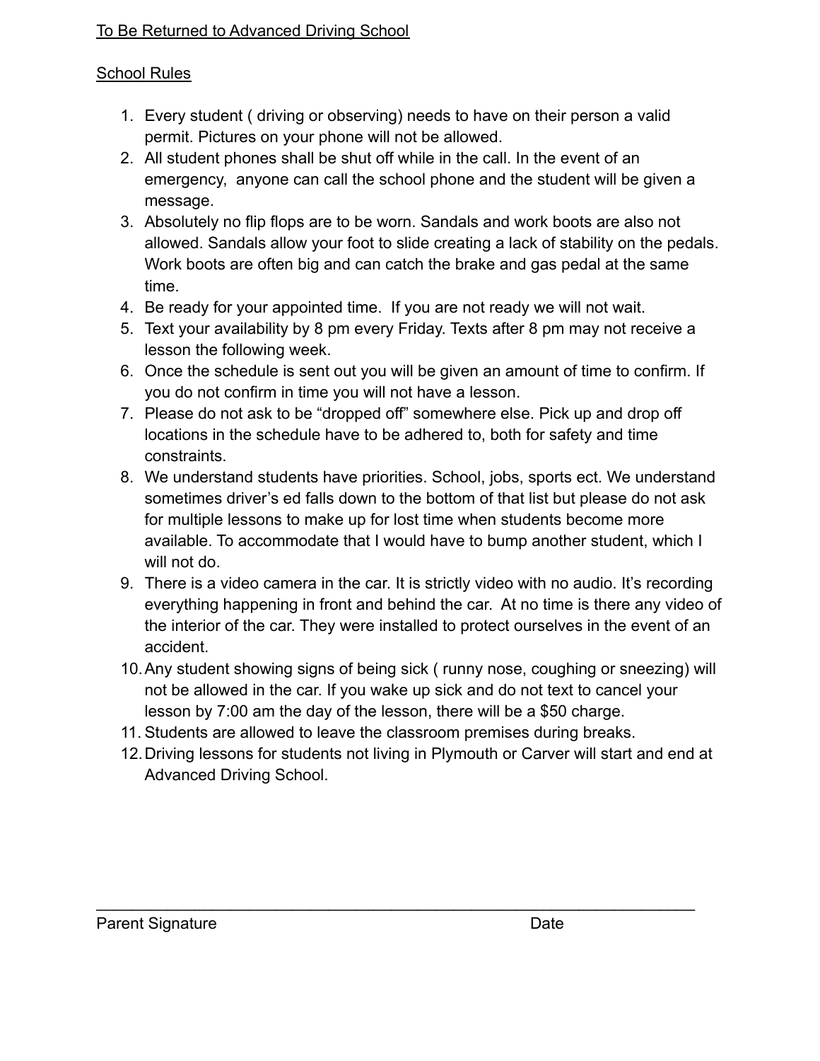<u>To Be Returned to Advanced Driving School</u>

<u>School Rules</u>

1. Every student ( driving or observing) needs to have on their person a valid permit. Pictures on your phone will not be allowed.
2. All student phones shall be shut off while in the call. In the event of an emergency, anyone can call the school phone and the student will be given a message.
3. Absolutely no flip flops are to be worn. Sandals and work boots are also not allowed. Sandals allow your foot to slide creating a lack of stability on the pedals. Work boots are often big and can catch the brake and gas pedal at the same time.
4. Be ready for your appointed time. If you are not ready we will not wait.
5. Text your availability by 8 pm every Friday. Texts after 8 pm may not receive a lesson the following week.
6. Once the schedule is sent out you will be given an amount of time to confirm. If you do not confirm in time you will not have a lesson.
7. Please do not ask to be “dropped off” somewhere else. Pick up and drop off locations in the schedule have to be adhered to, both for safety and time constraints.
8. We understand students have priorities. School, jobs, sports ect. We understand sometimes driver’s ed falls down to the bottom of that list but please do not ask for multiple lessons to make up for lost time when students become more available. To accommodate that I would have to bump another student, which I will not do.
9. There is a video camera in the car. It is strictly video with no audio. It’s recording everything happening in front and behind the car. At no time is there any video of the interior of the car. They were installed to protect ourselves in the event of an accident.
10. Any student showing signs of being sick ( runny nose, coughing or sneezing) will not be allowed in the car. If you wake up sick and do not text to cancel your lesson by 7:00 am the day of the lesson, there will be a $50 charge.
11. Students are allowed to leave the classroom premises during breaks.
12. Driving lessons for students not living in Plymouth or Carver will start and end at Advanced Driving School.

______________________________________________________________________

Parent Signature Date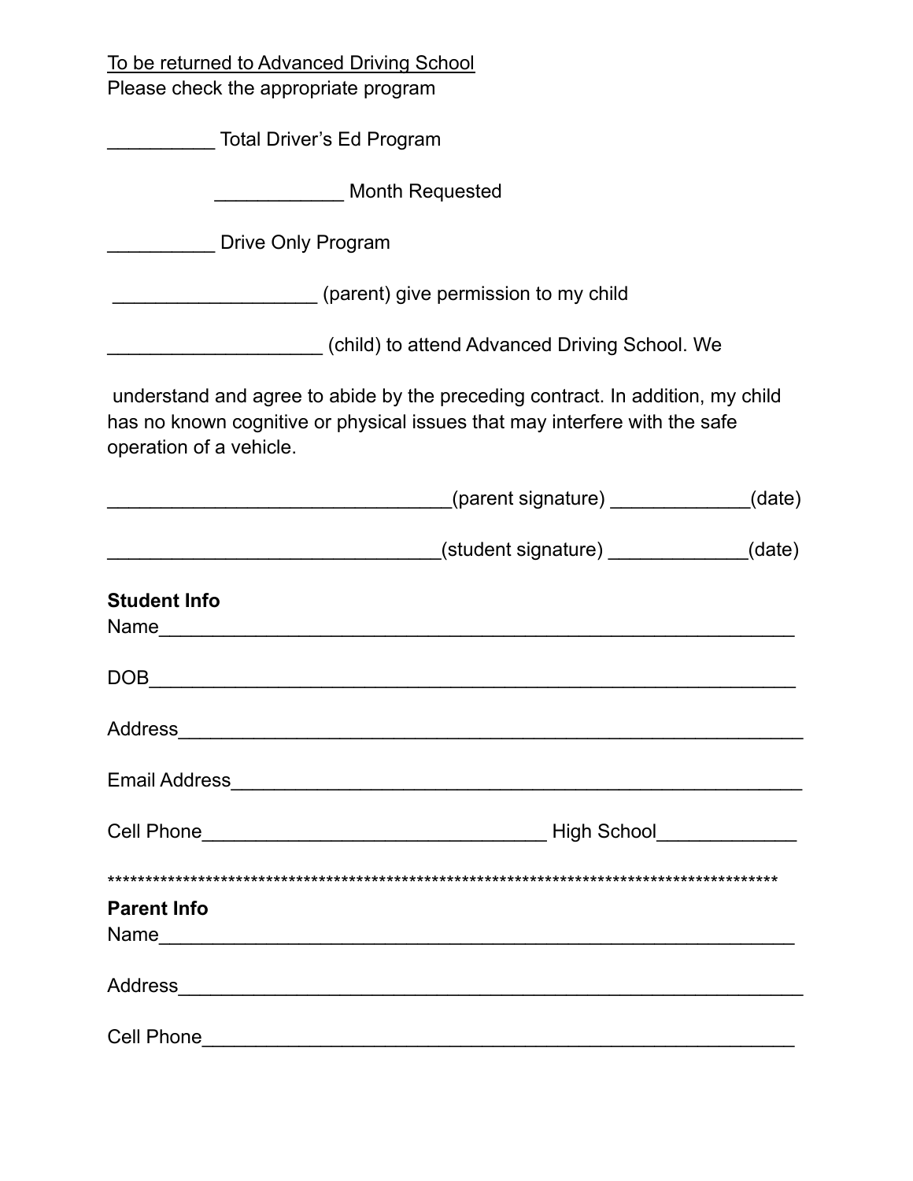To be returned to Advanced Driving School

Please check the appropriate program

__________ Total Driver's Ed Program

____________ Month Requested

__________ Drive Only Program

__________________ (parent) give permission to my child

____________________ (child) to attend Advanced Driving School. We

understand and agree to abide by the preceding contract. In addition, my child has no known cognitive or physical issues that may interfere with the safe operation of a vehicle.

________________________________(parent signature) _____________(date)

_______________________________(student signature) _____________(date)

**Student Info**

Name___________________________________________________________

DOB____________________________________________________________

Address__________________________________________________________

Email Address_____________________________________________________

Cell Phone________________________________ High School_____________

******************************************************************************************

**Parent Info**

Name___________________________________________________________

Address__________________________________________________________

Cell Phone_______________________________________________________